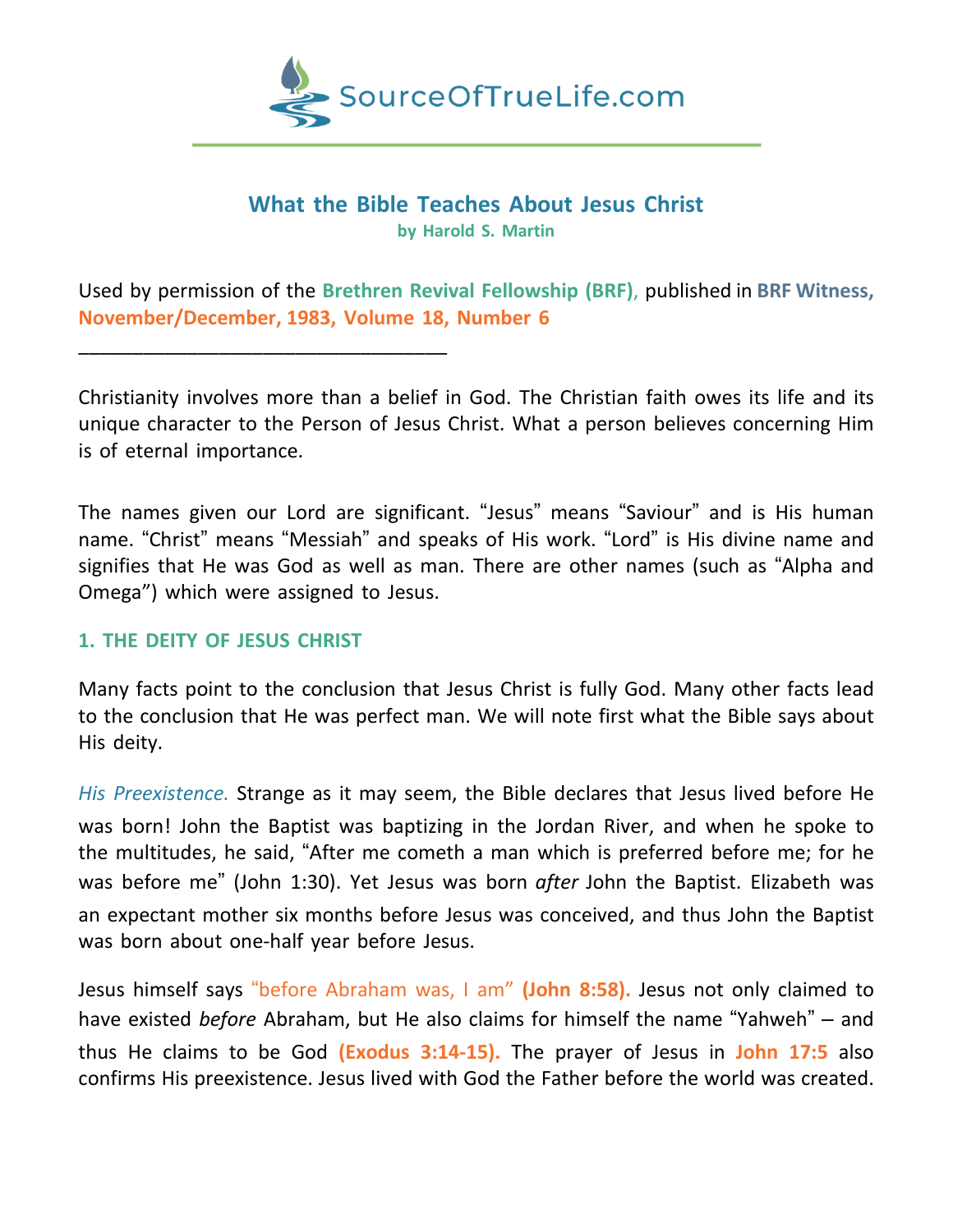# What the Bible Teaches About Jesus Christ

**by Harold S. Martin**

Used by permission of the **Brethren Revival Fellowship (BRF)**, published in **BRF Witness, November/December, 1983, Volume 18, Number 6**

___________________________________

Christianity involves more than a belief in God. The Christian faith owes its life and its unique character to the Person of Jesus Christ. What a person believes concerning Him is of eternal importance.

The names given our Lord are significant. "Jesus" means "Saviour" and is His human name. "Christ" means "Messiah" and speaks of His work. "Lord" is His divine name and signifies that He was God as well as man. There are other names (such as "Alpha and Omega") which were assigned to Jesus.

## 1. THE DEITY OF JESUS CHRIST

Many facts point to the conclusion that Jesus Christ is fully God. Many other facts lead to the conclusion that He was perfect man. We will note first what the Bible says about His deity.

*His Preexistence.* Strange as it may seem, the Bible declares that Jesus lived before He was born! John the Baptist was baptizing in the Jordan River, and when he spoke to the multitudes, he said, "After me cometh a man which is preferred before me; for he was before me" (John 1:30). Yet Jesus was born *after* John the Baptist. Elizabeth was an expectant mother six months before Jesus was conceived, and thus John the Baptist was born about one-half year before Jesus.

Jesus himself says "before Abraham was, I am" **(John 8:58).** Jesus not only claimed to have existed *before* Abraham, but He also claims for himself the name "Yahweh" – and thus He claims to be God **(Exodus 3:14-15).** The prayer of Jesus in **John 17:5** also confirms His preexistence. Jesus lived with God the Father before the world was created.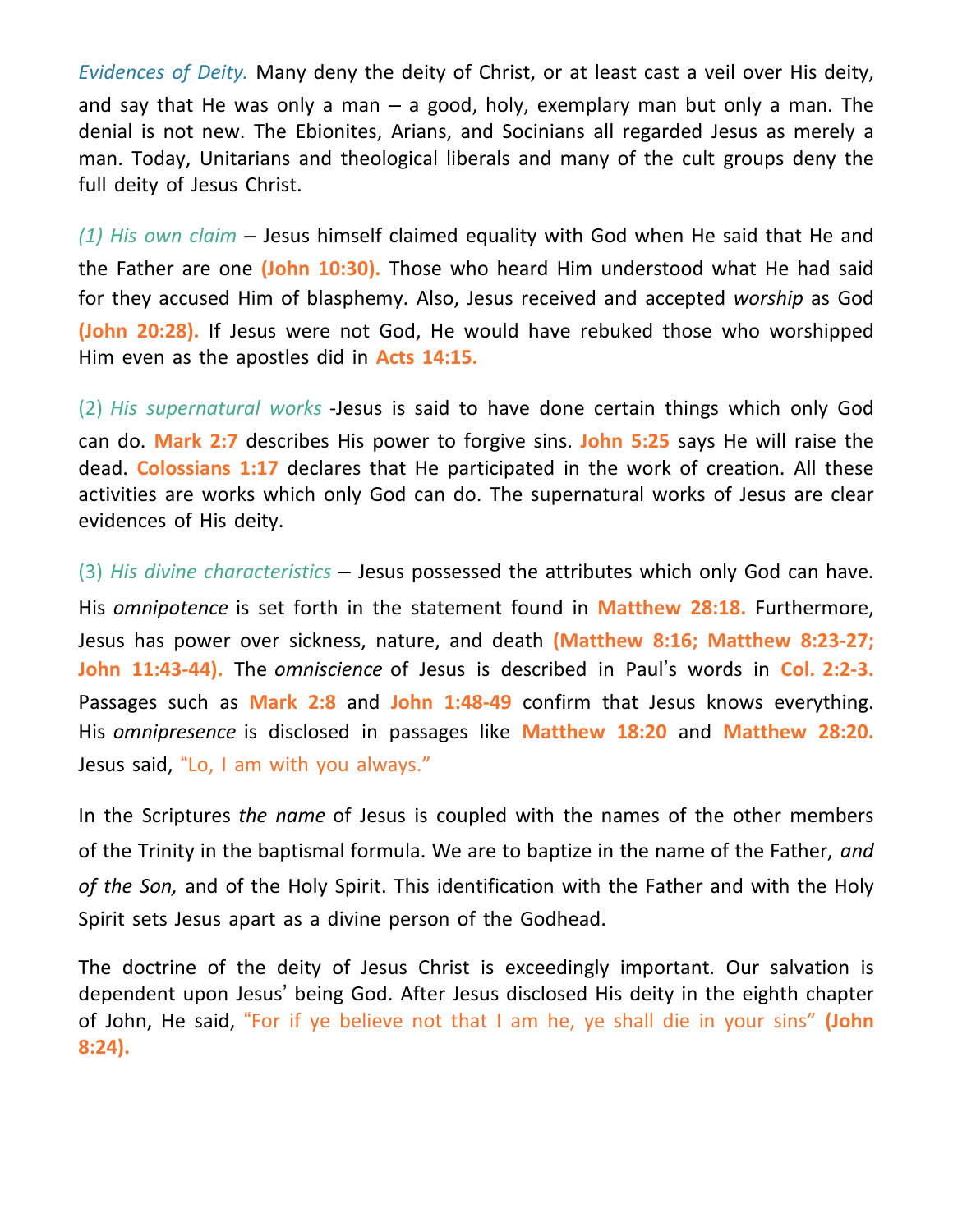*Evidences of Deity.* Many deny the deity of Christ, or at least cast a veil over His deity, and say that He was only a man – a good, holy, exemplary man but only a man. The denial is not new. The Ebionites, Arians, and Socinians all regarded Jesus as merely a man. Today, Unitarians and theological liberals and many of the cult groups deny the full deity of Jesus Christ.

*(1) His own claim* – Jesus himself claimed equality with God when He said that He and the Father are one **(John 10:30).** Those who heard Him understood what He had said for they accused Him of blasphemy. Also, Jesus received and accepted *worship* as God **(John 20:28).** If Jesus were not God, He would have rebuked those who worshipped Him even as the apostles did in **Acts 14:15.**

(2) *His supernatural works* -Jesus is said to have done certain things which only God can do. **Mark 2:7** describes His power to forgive sins. **John 5:25** says He will raise the dead. **Colossians 1:17** declares that He participated in the work of creation. All these activities are works which only God can do. The supernatural works of Jesus are clear evidences of His deity.

(3) *His divine characteristics* – Jesus possessed the attributes which only God can have. His *omnipotence* is set forth in the statement found in **Matthew 28:18.** Furthermore, Jesus has power over sickness, nature, and death **(Matthew 8:16; Matthew 8:23-27; John 11:43-44).** The *omniscience* of Jesus is described in Paul's words in **Col. 2:2-3.** Passages such as **Mark 2:8** and **John 1:48-49** confirm that Jesus knows everything. His *omnipresence* is disclosed in passages like **Matthew 18:20** and **Matthew 28:20.** Jesus said, "Lo, I am with you always."

In the Scriptures *the name* of Jesus is coupled with the names of the other members of the Trinity in the baptismal formula. We are to baptize in the name of the Father, *and of the Son,* and of the Holy Spirit. This identification with the Father and with the Holy Spirit sets Jesus apart as a divine person of the Godhead.

The doctrine of the deity of Jesus Christ is exceedingly important. Our salvation is dependent upon Jesus' being God. After Jesus disclosed His deity in the eighth chapter of John, He said, "For if ye believe not that I am he, ye shall die in your sins" **(John 8:24).**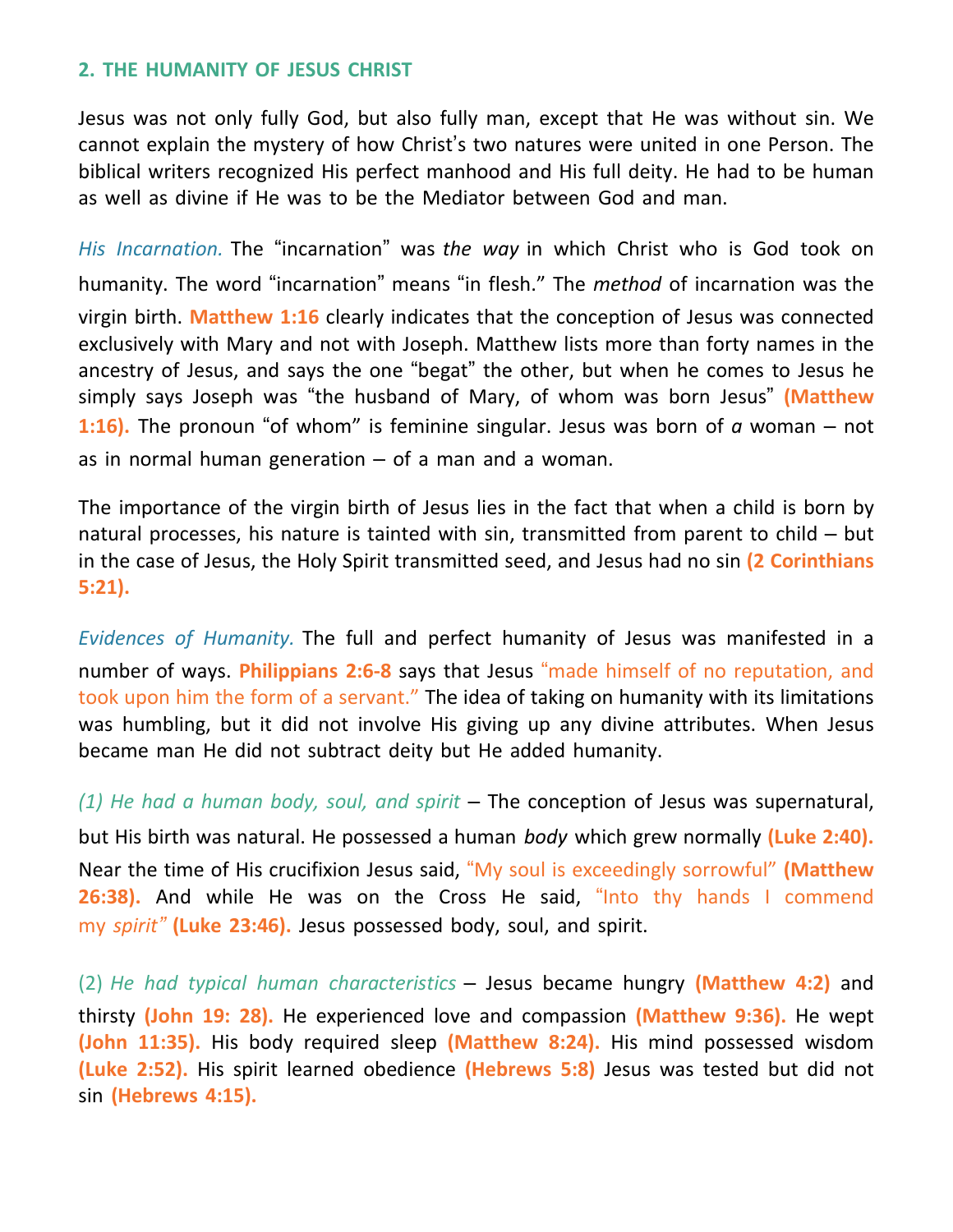## 2. THE HUMANITY OF JESUS CHRIST

Jesus was not only fully God, but also fully man, except that He was without sin. We cannot explain the mystery of how Christ's two natures were united in one Person. The biblical writers recognized His perfect manhood and His full deity. He had to be human as well as divine if He was to be the Mediator between God and man.

*His Incarnation.* The "incarnation" was *the way* in which Christ who is God took on humanity. The word "incarnation" means "in flesh." The *method* of incarnation was the virgin birth. **Matthew 1:16** clearly indicates that the conception of Jesus was connected exclusively with Mary and not with Joseph. Matthew lists more than forty names in the ancestry of Jesus, and says the one "begat" the other, but when he comes to Jesus he simply says Joseph was "the husband of Mary, of whom was born Jesus" **(Matthew 1:16).** The pronoun "of whom" is feminine singular. Jesus was born of *a* woman – not as in normal human generation – of a man and a woman.

The importance of the virgin birth of Jesus lies in the fact that when a child is born by natural processes, his nature is tainted with sin, transmitted from parent to child – but in the case of Jesus, the Holy Spirit transmitted seed, and Jesus had no sin **(2 Corinthians 5:21).**

*Evidences of Humanity.* The full and perfect humanity of Jesus was manifested in a number of ways. **Philippians 2:6-8** says that Jesus "made himself of no reputation, and took upon him the form of a servant." The idea of taking on humanity with its limitations was humbling, but it did not involve His giving up any divine attributes. When Jesus became man He did not subtract deity but He added humanity.

*(1) He had a human body, soul, and spirit* – The conception of Jesus was supernatural, but His birth was natural. He possessed a human *body* which grew normally **(Luke 2:40).** Near the time of His crucifixion Jesus said, "My soul is exceedingly sorrowful" **(Matthew 26:38).** And while He was on the Cross He said, "Into thy hands I commend my *spirit*" **(Luke 23:46).** Jesus possessed body, soul, and spirit.

(2) *He had typical human characteristics* – Jesus became hungry **(Matthew 4:2)** and thirsty **(John 19: 28).** He experienced love and compassion **(Matthew 9:36).** He wept **(John 11:35).** His body required sleep **(Matthew 8:24).** His mind possessed wisdom **(Luke 2:52).** His spirit learned obedience **(Hebrews 5:8)** Jesus was tested but did not sin **(Hebrews 4:15).**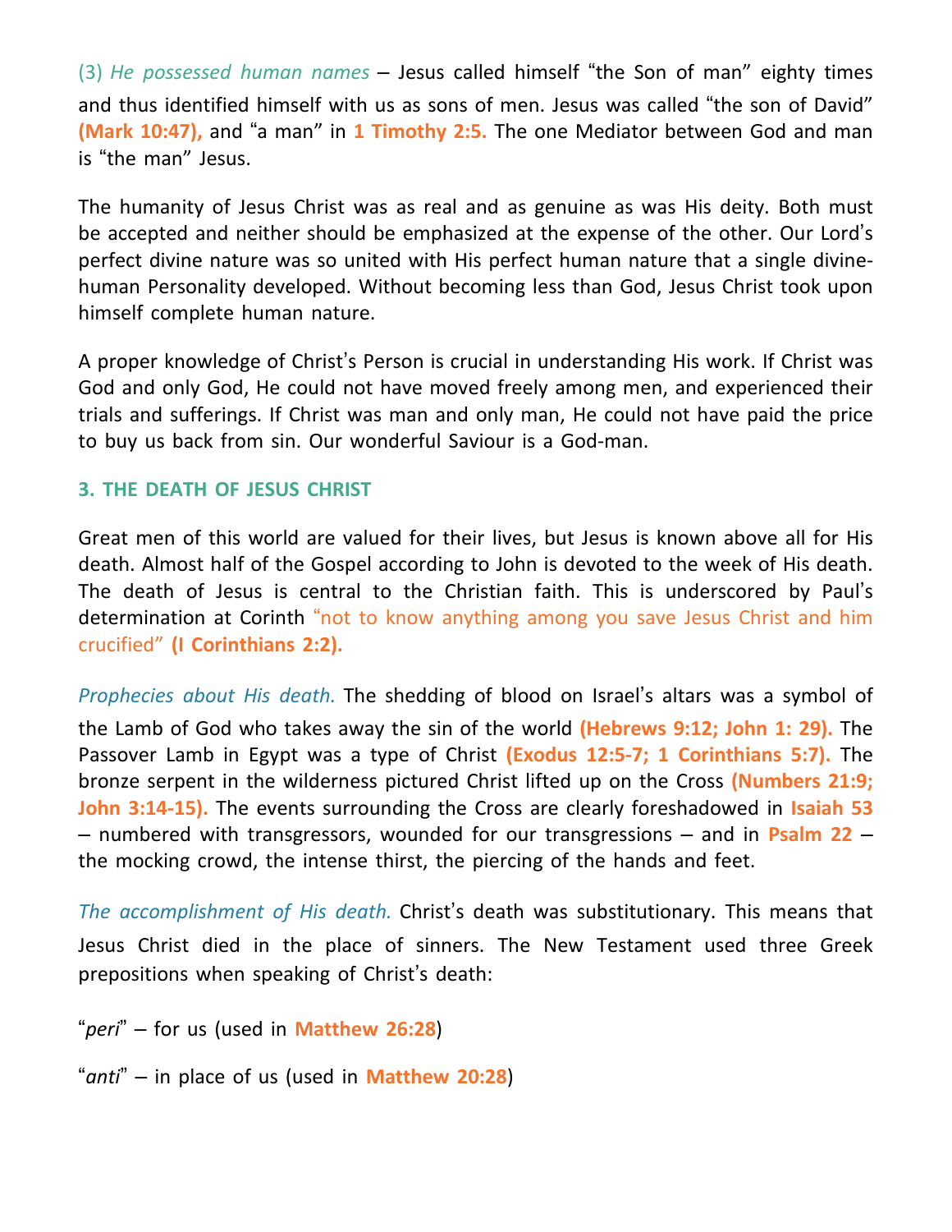(3) *He possessed human names* – Jesus called himself “the Son of man” eighty times and thus identified himself with us as sons of men. Jesus was called “the son of David” **(Mark 10:47),** and “a man” in **1 Timothy 2:5.** The one Mediator between God and man is “the man” Jesus.

The humanity of Jesus Christ was as real and as genuine as was His deity. Both must be accepted and neither should be emphasized at the expense of the other. Our Lord’s perfect divine nature was so united with His perfect human nature that a single divine-human Personality developed. Without becoming less than God, Jesus Christ took upon himself complete human nature.

A proper knowledge of Christ’s Person is crucial in understanding His work. If Christ was God and only God, He could not have moved freely among men, and experienced their trials and sufferings. If Christ was man and only man, He could not have paid the price to buy us back from sin. Our wonderful Saviour is a God-man.

### 3. THE DEATH OF JESUS CHRIST

Great men of this world are valued for their lives, but Jesus is known above all for His death. Almost half of the Gospel according to John is devoted to the week of His death. The death of Jesus is central to the Christian faith. This is underscored by Paul’s determination at Corinth “not to know anything among you save Jesus Christ and him crucified” **(I Corinthians 2:2).**

*Prophecies about His death.* The shedding of blood on Israel’s altars was a symbol of the Lamb of God who takes away the sin of the world **(Hebrews 9:12; John 1: 29).** The Passover Lamb in Egypt was a type of Christ **(Exodus 12:5-7; 1 Corinthians 5:7).** The bronze serpent in the wilderness pictured Christ lifted up on the Cross **(Numbers 21:9; John 3:14-15).** The events surrounding the Cross are clearly foreshadowed in **Isaiah 53** – numbered with transgressors, wounded for our transgressions – and in **Psalm 22** – the mocking crowd, the intense thirst, the piercing of the hands and feet.

*The accomplishment of His death.* Christ’s death was substitutionary. This means that Jesus Christ died in the place of sinners. The New Testament used three Greek prepositions when speaking of Christ’s death:

“*peri*” – for us (used in **Matthew 26:28**)

“*anti*” – in place of us (used in **Matthew 20:28**)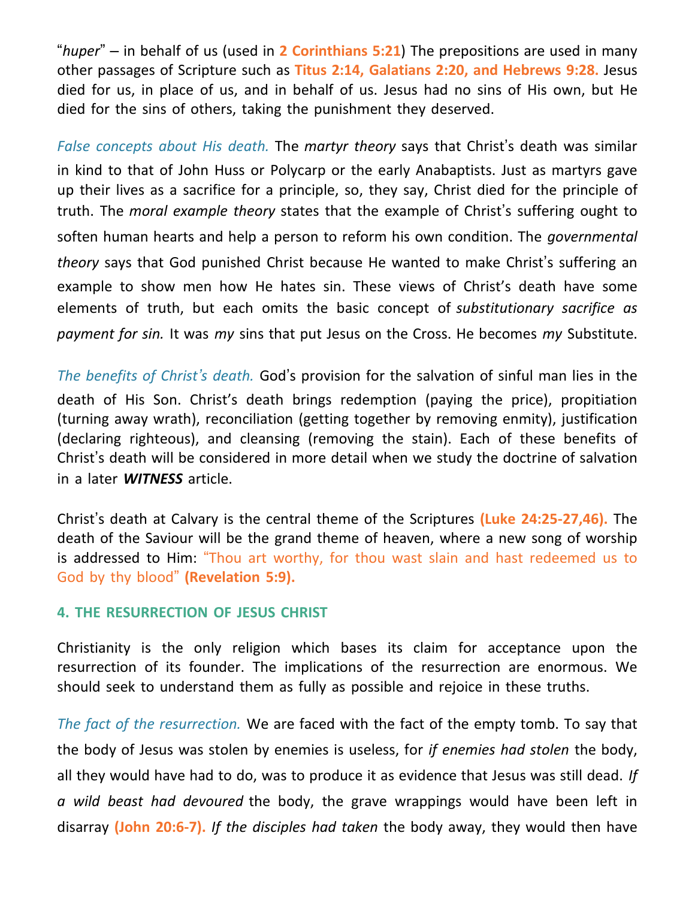"*huper*" – in behalf of us (used in **2 Corinthians 5:21**) The prepositions are used in many other passages of Scripture such as **Titus 2:14, Galatians 2:20, and Hebrews 9:28.** Jesus died for us, in place of us, and in behalf of us. Jesus had no sins of His own, but He died for the sins of others, taking the punishment they deserved.

*False concepts about His death.* The *martyr theory* says that Christ's death was similar in kind to that of John Huss or Polycarp or the early Anabaptists. Just as martyrs gave up their lives as a sacrifice for a principle, so, they say, Christ died for the principle of truth. The *moral example theory* states that the example of Christ's suffering ought to soften human hearts and help a person to reform his own condition. The *governmental theory* says that God punished Christ because He wanted to make Christ's suffering an example to show men how He hates sin. These views of Christ's death have some elements of truth, but each omits the basic concept of *substitutionary sacrifice as payment for sin.* It was *my* sins that put Jesus on the Cross. He becomes *my* Substitute.

*The benefits of Christ's death.* God's provision for the salvation of sinful man lies in the death of His Son. Christ's death brings redemption (paying the price), propitiation (turning away wrath), reconciliation (getting together by removing enmity), justification (declaring righteous), and cleansing (removing the stain). Each of these benefits of Christ's death will be considered in more detail when we study the doctrine of salvation in a later ***WITNESS*** article.

Christ's death at Calvary is the central theme of the Scriptures **(Luke 24:25-27,46).** The death of the Saviour will be the grand theme of heaven, where a new song of worship is addressed to Him: "Thou art worthy, for thou wast slain and hast redeemed us to God by thy blood" **(Revelation 5:9).**

### 4. THE RESURRECTION OF JESUS CHRIST

Christianity is the only religion which bases its claim for acceptance upon the resurrection of its founder. The implications of the resurrection are enormous. We should seek to understand them as fully as possible and rejoice in these truths.

*The fact of the resurrection.* We are faced with the fact of the empty tomb. To say that the body of Jesus was stolen by enemies is useless, for *if enemies had stolen* the body, all they would have had to do, was to produce it as evidence that Jesus was still dead. *If a wild beast had devoured* the body, the grave wrappings would have been left in disarray **(John 20:6-7).** *If the disciples had taken* the body away, they would then have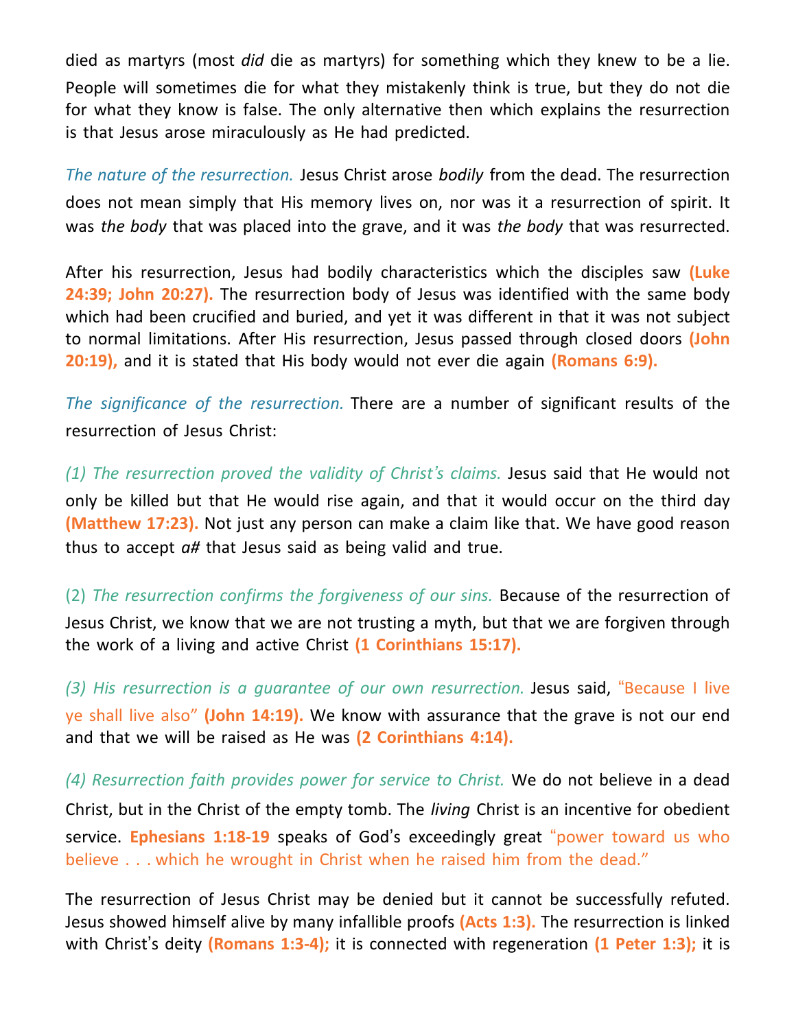died as martyrs (most *did* die as martyrs) for something which they knew to be a lie. People will sometimes die for what they mistakenly think is true, but they do not die for what they know is false. The only alternative then which explains the resurrection is that Jesus arose miraculously as He had predicted.

*The nature of the resurrection.* Jesus Christ arose *bodily* from the dead. The resurrection does not mean simply that His memory lives on, nor was it a resurrection of spirit. It was *the body* that was placed into the grave, and it was *the body* that was resurrected.

After his resurrection, Jesus had bodily characteristics which the disciples saw **(Luke 24:39; John 20:27).** The resurrection body of Jesus was identified with the same body which had been crucified and buried, and yet it was different in that it was not subject to normal limitations. After His resurrection, Jesus passed through closed doors **(John 20:19),** and it is stated that His body would not ever die again **(Romans 6:9).**

*The significance of the resurrection.* There are a number of significant results of the resurrection of Jesus Christ:

*(1) The resurrection proved the validity of Christ's claims.* Jesus said that He would not only be killed but that He would rise again, and that it would occur on the third day **(Matthew 17:23).** Not just any person can make a claim like that. We have good reason thus to accept *a#* that Jesus said as being valid and true.

(2) *The resurrection confirms the forgiveness of our sins.* Because of the resurrection of Jesus Christ, we know that we are not trusting a myth, but that we are forgiven through the work of a living and active Christ **(1 Corinthians 15:17).**

*(3) His resurrection is a guarantee of our own resurrection.* Jesus said, "Because I live ye shall live also" **(John 14:19).** We know with assurance that the grave is not our end and that we will be raised as He was **(2 Corinthians 4:14).**

*(4) Resurrection faith provides power for service to Christ.* We do not believe in a dead Christ, but in the Christ of the empty tomb. The *living* Christ is an incentive for obedient service. **Ephesians 1:18-19** speaks of God's exceedingly great "power toward us who believe . . . which he wrought in Christ when he raised him from the dead."

The resurrection of Jesus Christ may be denied but it cannot be successfully refuted. Jesus showed himself alive by many infallible proofs **(Acts 1:3).** The resurrection is linked with Christ's deity **(Romans 1:3-4);** it is connected with regeneration **(1 Peter 1:3);** it is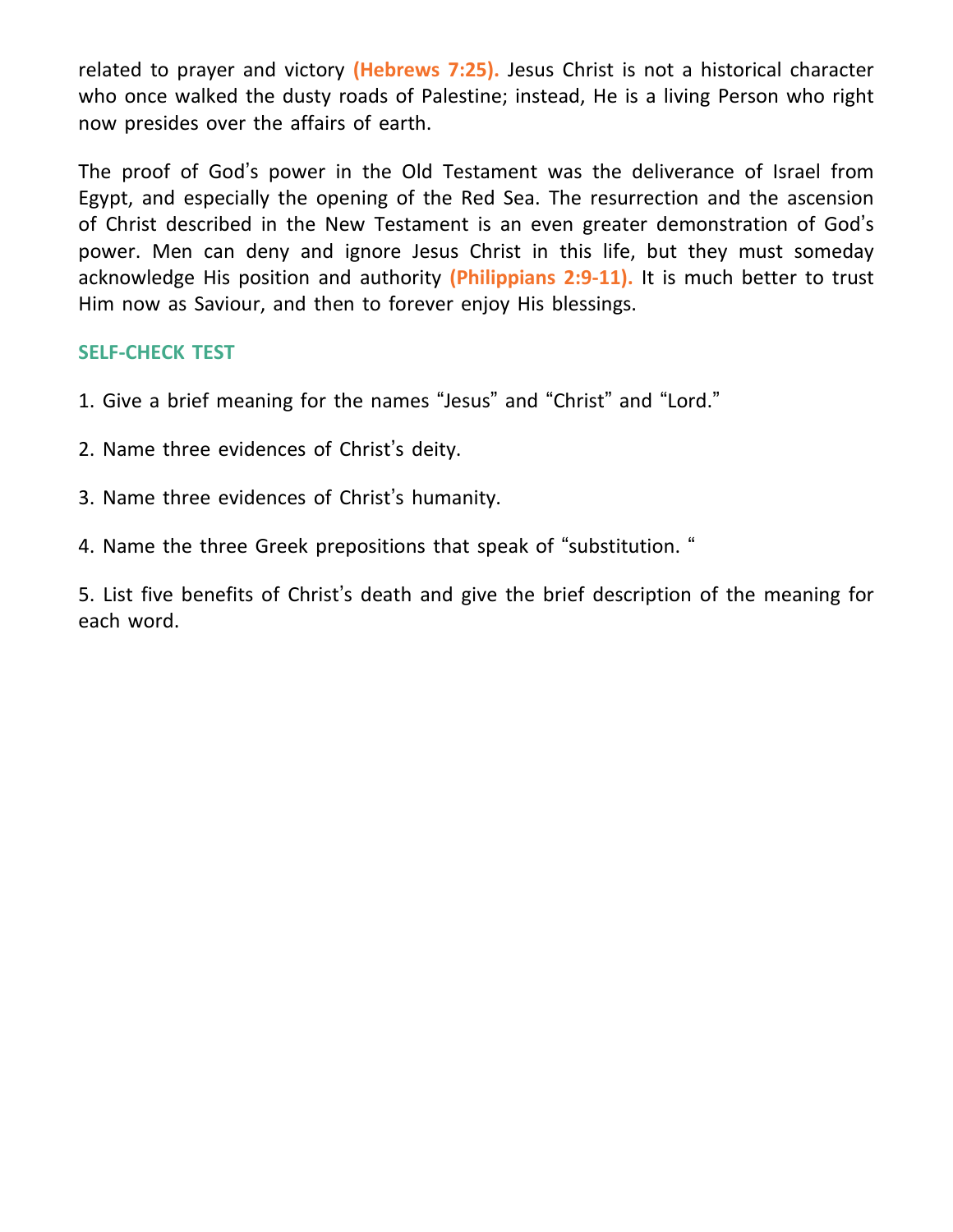related to prayer and victory **(Hebrews 7:25).** Jesus Christ is not a historical character who once walked the dusty roads of Palestine; instead, He is a living Person who right now presides over the affairs of earth.

The proof of God's power in the Old Testament was the deliverance of Israel from Egypt, and especially the opening of the Red Sea. The resurrection and the ascension of Christ described in the New Testament is an even greater demonstration of God's power. Men can deny and ignore Jesus Christ in this life, but they must someday acknowledge His position and authority **(Philippians 2:9-11).** It is much better to trust Him now as Saviour, and then to forever enjoy His blessings.

### SELF-CHECK TEST

1. Give a brief meaning for the names "Jesus" and "Christ" and "Lord."

2. Name three evidences of Christ's deity.

3. Name three evidences of Christ's humanity.

4. Name the three Greek prepositions that speak of "substitution. "

5. List five benefits of Christ's death and give the brief description of the meaning for each word.